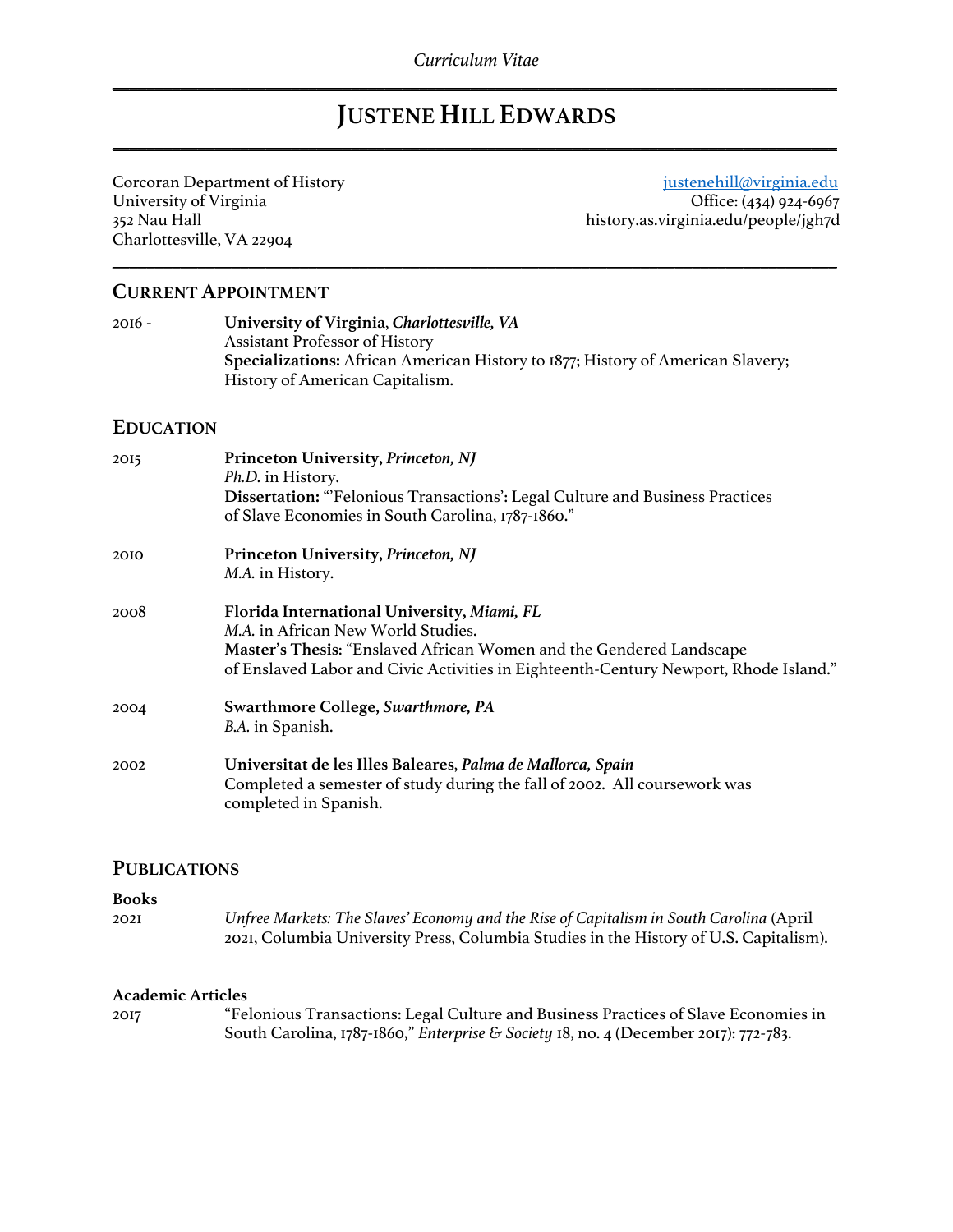*Curriculum Vitae*

# JUSTENE HILL EDWARDS

Corcoran Department of History
University of Virginia
352 Nau Hall
Charlottesville, VA 22904

justenehill@virginia.edu
Office: (434) 924-6967
history.as.virginia.edu/people/jgh7d

## CURRENT APPOINTMENT

2016 - **University of Virginia**, ***Charlottesville, VA***
Assistant Professor of History
**Specializations:** African American History to 1877; History of American Slavery; History of American Capitalism.

## EDUCATION

2015 **Princeton University, *Princeton, NJ***
*Ph.D.* in History.
**Dissertation:** "'Felonious Transactions': Legal Culture and Business Practices of Slave Economies in South Carolina, 1787-1860."

2010 **Princeton University, *Princeton, NJ***
*M.A.* in History.

2008 **Florida International University, *Miami, FL***
*M.A.* in African New World Studies.
**Master's Thesis**: "Enslaved African Women and the Gendered Landscape of Enslaved Labor and Civic Activities in Eighteenth-Century Newport, Rhode Island."

2004 **Swarthmore College, *Swarthmore, PA***
*B.A.* in Spanish.

2002 **Universitat de les Illes Baleares**, ***Palma de Mallorca, Spain***
Completed a semester of study during the fall of 2002. All coursework was completed in Spanish.

## PUBLICATIONS

**Books**

2021 *Unfree Markets: The Slaves' Economy and the Rise of Capitalism in South Carolina* (April 2021, Columbia University Press, Columbia Studies in the History of U.S. Capitalism).

**Academic Articles**

2017 "Felonious Transactions: Legal Culture and Business Practices of Slave Economies in South Carolina, 1787-1860," *Enterprise & Society* 18, no. 4 (December 2017): 772-783.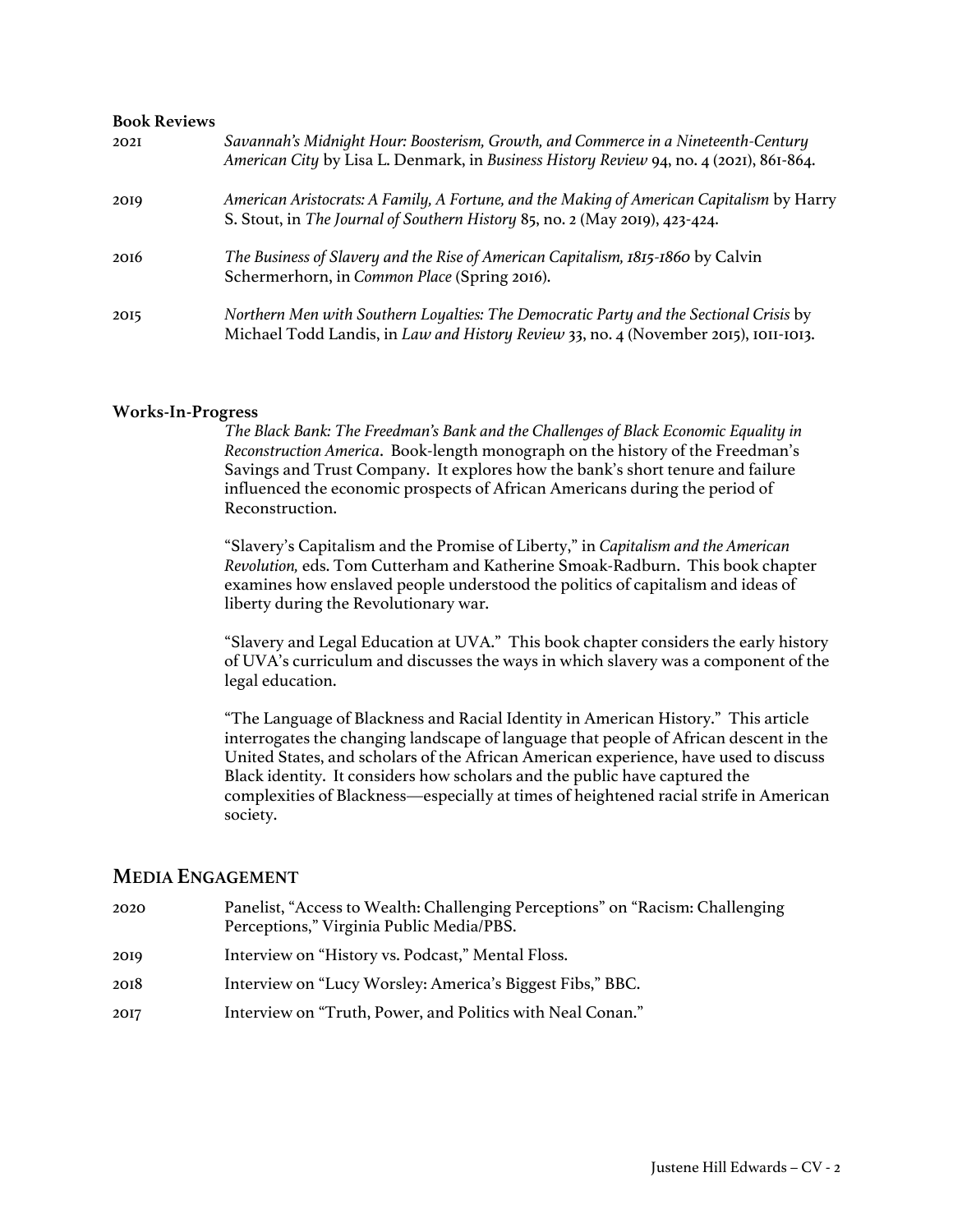**Book Reviews**

2021 *Savannah's Midnight Hour: Boosterism, Growth, and Commerce in a Nineteenth-Century American City* by Lisa L. Denmark, in *Business History Review* 94, no. 4 (2021), 861-864.

2019 *American Aristocrats: A Family, A Fortune, and the Making of American Capitalism* by Harry S. Stout, in *The Journal of Southern History* 85, no. 2 (May 2019), 423-424.

2016 *The Business of Slavery and the Rise of American Capitalism, 1815-1860* by Calvin Schermerhorn, in *Common Place* (Spring 2016).

2015 *Northern Men with Southern Loyalties: The Democratic Party and the Sectional Crisis* by Michael Todd Landis, in *Law and History Review* 33, no. 4 (November 2015), 1011-1013.

**Works-In-Progress**

*The Black Bank: The Freedman's Bank and the Challenges of Black Economic Equality in Reconstruction America*. Book-length monograph on the history of the Freedman's Savings and Trust Company. It explores how the bank's short tenure and failure influenced the economic prospects of African Americans during the period of Reconstruction.

"Slavery's Capitalism and the Promise of Liberty," in *Capitalism and the American Revolution,* eds. Tom Cutterham and Katherine Smoak-Radburn. This book chapter examines how enslaved people understood the politics of capitalism and ideas of liberty during the Revolutionary war.

"Slavery and Legal Education at UVA." This book chapter considers the early history of UVA's curriculum and discusses the ways in which slavery was a component of the legal education.

"The Language of Blackness and Racial Identity in American History." This article interrogates the changing landscape of language that people of African descent in the United States, and scholars of the African American experience, have used to discuss Black identity. It considers how scholars and the public have captured the complexities of Blackness—especially at times of heightened racial strife in American society.

## MEDIA ENGAGEMENT

2020 Panelist, "Access to Wealth: Challenging Perceptions" on "Racism: Challenging Perceptions," Virginia Public Media/PBS.

2019 Interview on "History vs. Podcast," Mental Floss.

2018 Interview on "Lucy Worsley: America's Biggest Fibs," BBC.

2017 Interview on "Truth, Power, and Politics with Neal Conan."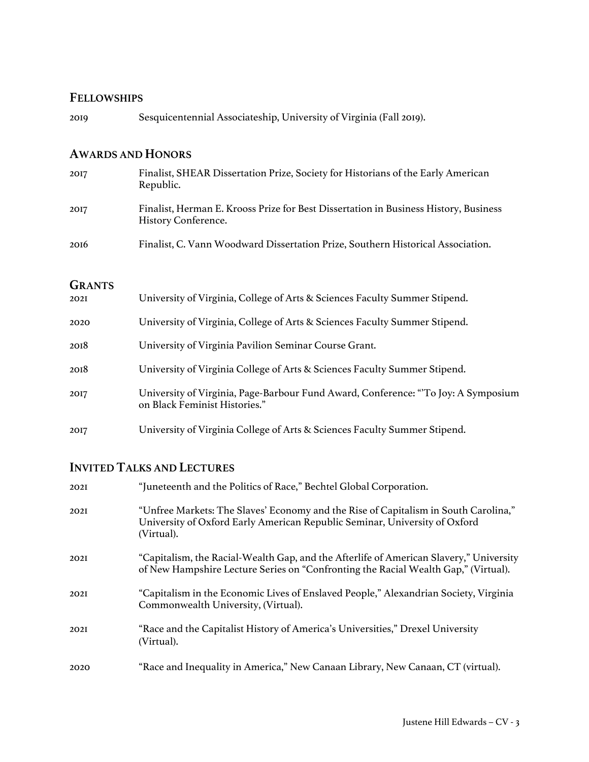## Fellowships

2019 Sesquicentennial Associateship, University of Virginia (Fall 2019).

## Awards and Honors

2017 Finalist, SHEAR Dissertation Prize, Society for Historians of the Early American Republic.

2017 Finalist, Herman E. Krooss Prize for Best Dissertation in Business History, Business History Conference.

2016 Finalist, C. Vann Woodward Dissertation Prize, Southern Historical Association.

## Grants

2021 University of Virginia, College of Arts & Sciences Faculty Summer Stipend.

2020 University of Virginia, College of Arts & Sciences Faculty Summer Stipend.

2018 University of Virginia Pavilion Seminar Course Grant.

2018 University of Virginia College of Arts & Sciences Faculty Summer Stipend.

2017 University of Virginia, Page-Barbour Fund Award, Conference: "'To Joy: A Symposium on Black Feminist Histories."

2017 University of Virginia College of Arts & Sciences Faculty Summer Stipend.

## Invited Talks and Lectures

2021 "Juneteenth and the Politics of Race," Bechtel Global Corporation.

2021 "Unfree Markets: The Slaves' Economy and the Rise of Capitalism in South Carolina," University of Oxford Early American Republic Seminar, University of Oxford (Virtual).

2021 "Capitalism, the Racial-Wealth Gap, and the Afterlife of American Slavery," University of New Hampshire Lecture Series on "Confronting the Racial Wealth Gap," (Virtual).

2021 "Capitalism in the Economic Lives of Enslaved People," Alexandrian Society, Virginia Commonwealth University, (Virtual).

2021 "Race and the Capitalist History of America's Universities," Drexel University (Virtual).

2020 "Race and Inequality in America," New Canaan Library, New Canaan, CT (virtual).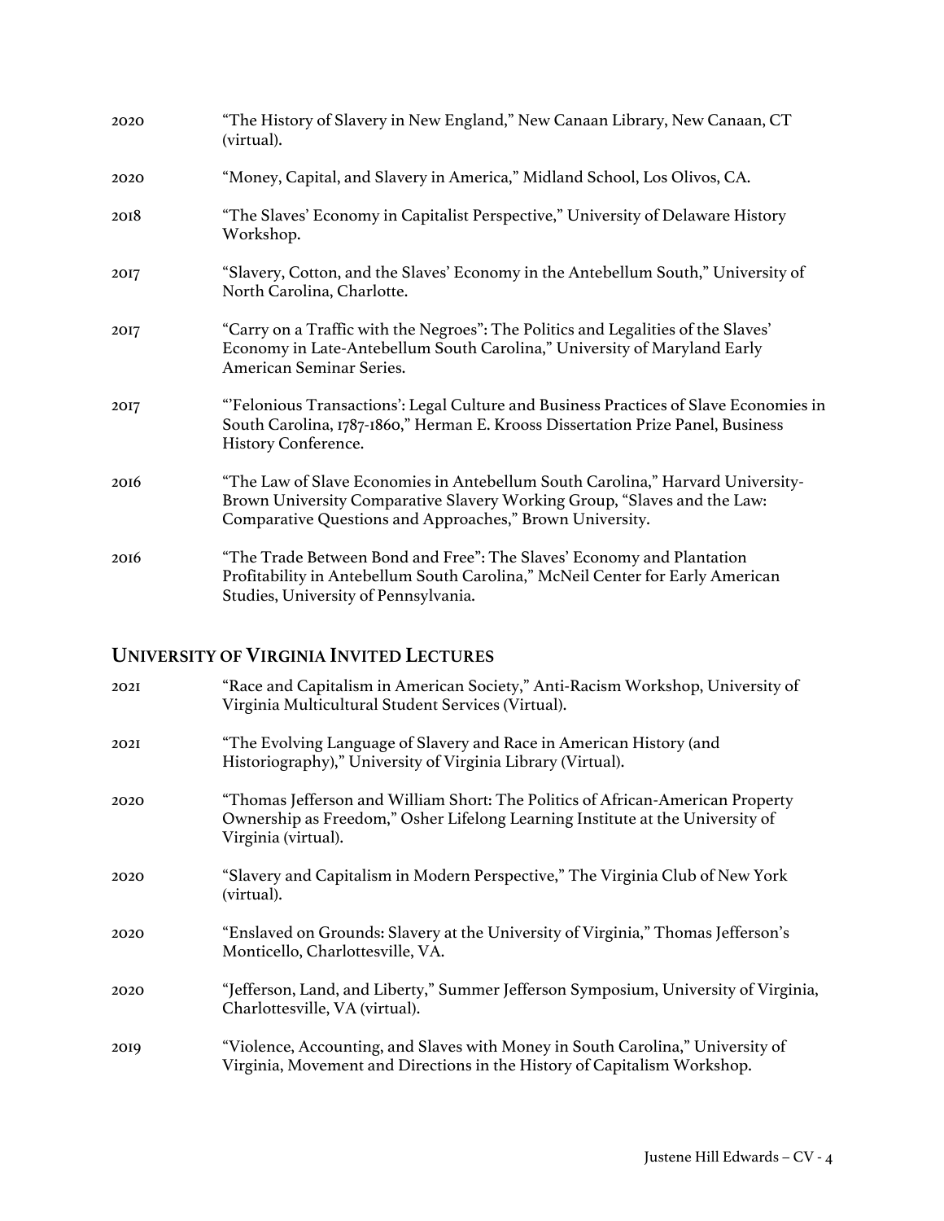2020 "The History of Slavery in New England," New Canaan Library, New Canaan, CT (virtual).

2020 "Money, Capital, and Slavery in America," Midland School, Los Olivos, CA.

2018 "The Slaves' Economy in Capitalist Perspective," University of Delaware History Workshop.

2017 "Slavery, Cotton, and the Slaves' Economy in the Antebellum South," University of North Carolina, Charlotte.

2017 "Carry on a Traffic with the Negroes": The Politics and Legalities of the Slaves' Economy in Late-Antebellum South Carolina," University of Maryland Early American Seminar Series.

2017 "'Felonious Transactions': Legal Culture and Business Practices of Slave Economies in South Carolina, 1787-1860," Herman E. Krooss Dissertation Prize Panel, Business History Conference.

2016 "The Law of Slave Economies in Antebellum South Carolina," Harvard University-Brown University Comparative Slavery Working Group, "Slaves and the Law: Comparative Questions and Approaches," Brown University.

2016 "The Trade Between Bond and Free": The Slaves' Economy and Plantation Profitability in Antebellum South Carolina," McNeil Center for Early American Studies, University of Pennsylvania.

## University of Virginia Invited Lectures

2021 "Race and Capitalism in American Society," Anti-Racism Workshop, University of Virginia Multicultural Student Services (Virtual).

2021 "The Evolving Language of Slavery and Race in American History (and Historiography)," University of Virginia Library (Virtual).

2020 "Thomas Jefferson and William Short: The Politics of African-American Property Ownership as Freedom," Osher Lifelong Learning Institute at the University of Virginia (virtual).

2020 "Slavery and Capitalism in Modern Perspective," The Virginia Club of New York (virtual).

2020 "Enslaved on Grounds: Slavery at the University of Virginia," Thomas Jefferson's Monticello, Charlottesville, VA.

2020 "Jefferson, Land, and Liberty," Summer Jefferson Symposium, University of Virginia, Charlottesville, VA (virtual).

2019 "Violence, Accounting, and Slaves with Money in South Carolina," University of Virginia, Movement and Directions in the History of Capitalism Workshop.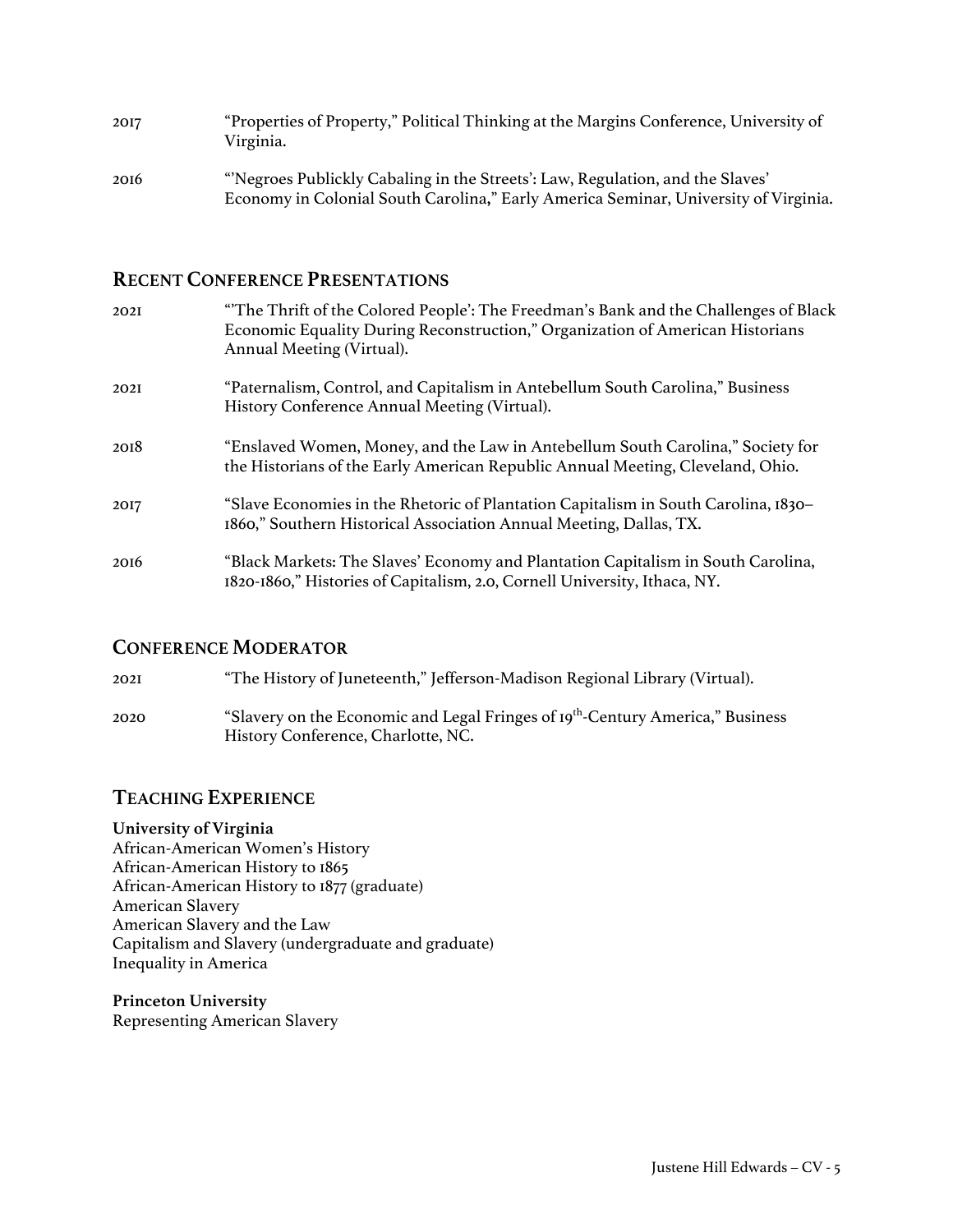2017 "Properties of Property," Political Thinking at the Margins Conference, University of Virginia.

2016 "'Negroes Publickly Cabaling in the Streets': Law, Regulation, and the Slaves' Economy in Colonial South Carolina," Early America Seminar, University of Virginia.

## RECENT CONFERENCE PRESENTATIONS

2021 "'The Thrift of the Colored People': The Freedman's Bank and the Challenges of Black Economic Equality During Reconstruction," Organization of American Historians Annual Meeting (Virtual).

2021 "Paternalism, Control, and Capitalism in Antebellum South Carolina," Business History Conference Annual Meeting (Virtual).

2018 "Enslaved Women, Money, and the Law in Antebellum South Carolina," Society for the Historians of the Early American Republic Annual Meeting, Cleveland, Ohio.

2017 "Slave Economies in the Rhetoric of Plantation Capitalism in South Carolina, 1830–1860," Southern Historical Association Annual Meeting, Dallas, TX.

2016 "Black Markets: The Slaves' Economy and Plantation Capitalism in South Carolina, 1820-1860," Histories of Capitalism, 2.0, Cornell University, Ithaca, NY.

## CONFERENCE MODERATOR

2021 "The History of Juneteenth," Jefferson-Madison Regional Library (Virtual).

2020 "Slavery on the Economic and Legal Fringes of 19th-Century America," Business History Conference, Charlotte, NC.

## TEACHING EXPERIENCE

**University of Virginia**
African-American Women's History
African-American History to 1865
African-American History to 1877 (graduate)
American Slavery
American Slavery and the Law
Capitalism and Slavery (undergraduate and graduate)
Inequality in America

**Princeton University**
Representing American Slavery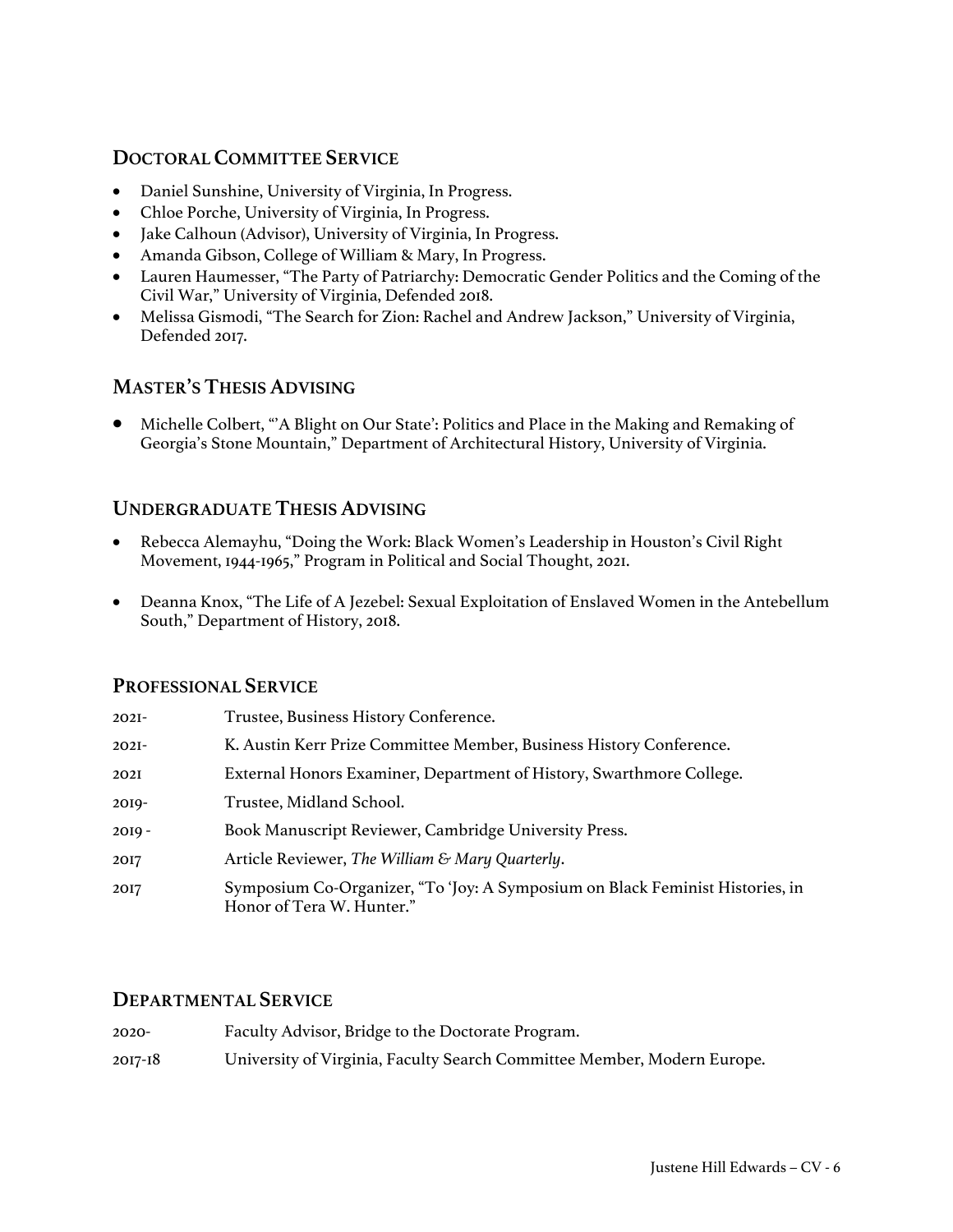## Doctoral Committee Service

- Daniel Sunshine, University of Virginia, In Progress.
- Chloe Porche, University of Virginia, In Progress.
- Jake Calhoun (Advisor), University of Virginia, In Progress.
- Amanda Gibson, College of William & Mary, In Progress.
- Lauren Haumesser, "The Party of Patriarchy: Democratic Gender Politics and the Coming of the Civil War," University of Virginia, Defended 2018.
- Melissa Gismodi, "The Search for Zion: Rachel and Andrew Jackson," University of Virginia, Defended 2017.

## Master's Thesis Advising

- Michelle Colbert, "'A Blight on Our State': Politics and Place in the Making and Remaking of Georgia's Stone Mountain," Department of Architectural History, University of Virginia.

## Undergraduate Thesis Advising

- Rebecca Alemayhu, "Doing the Work: Black Women's Leadership in Houston's Civil Right Movement, 1944-1965," Program in Political and Social Thought, 2021.

- Deanna Knox, "The Life of A Jezebel: Sexual Exploitation of Enslaved Women in the Antebellum South," Department of History, 2018.

## Professional Service

| | |
|---|---|
| 2021- | Trustee, Business History Conference. |
| 2021- | K. Austin Kerr Prize Committee Member, Business History Conference. |
| 2021 | External Honors Examiner, Department of History, Swarthmore College. |
| 2019- | Trustee, Midland School. |
| 2019 - | Book Manuscript Reviewer, Cambridge University Press. |
| 2017 | Article Reviewer, *The William & Mary Quarterly*. |
| 2017 | Symposium Co-Organizer, "To 'Joy: A Symposium on Black Feminist Histories, in Honor of Tera W. Hunter." |

## Departmental Service

| | |
|---|---|
| 2020- | Faculty Advisor, Bridge to the Doctorate Program. |
| 2017-18 | University of Virginia, Faculty Search Committee Member, Modern Europe. |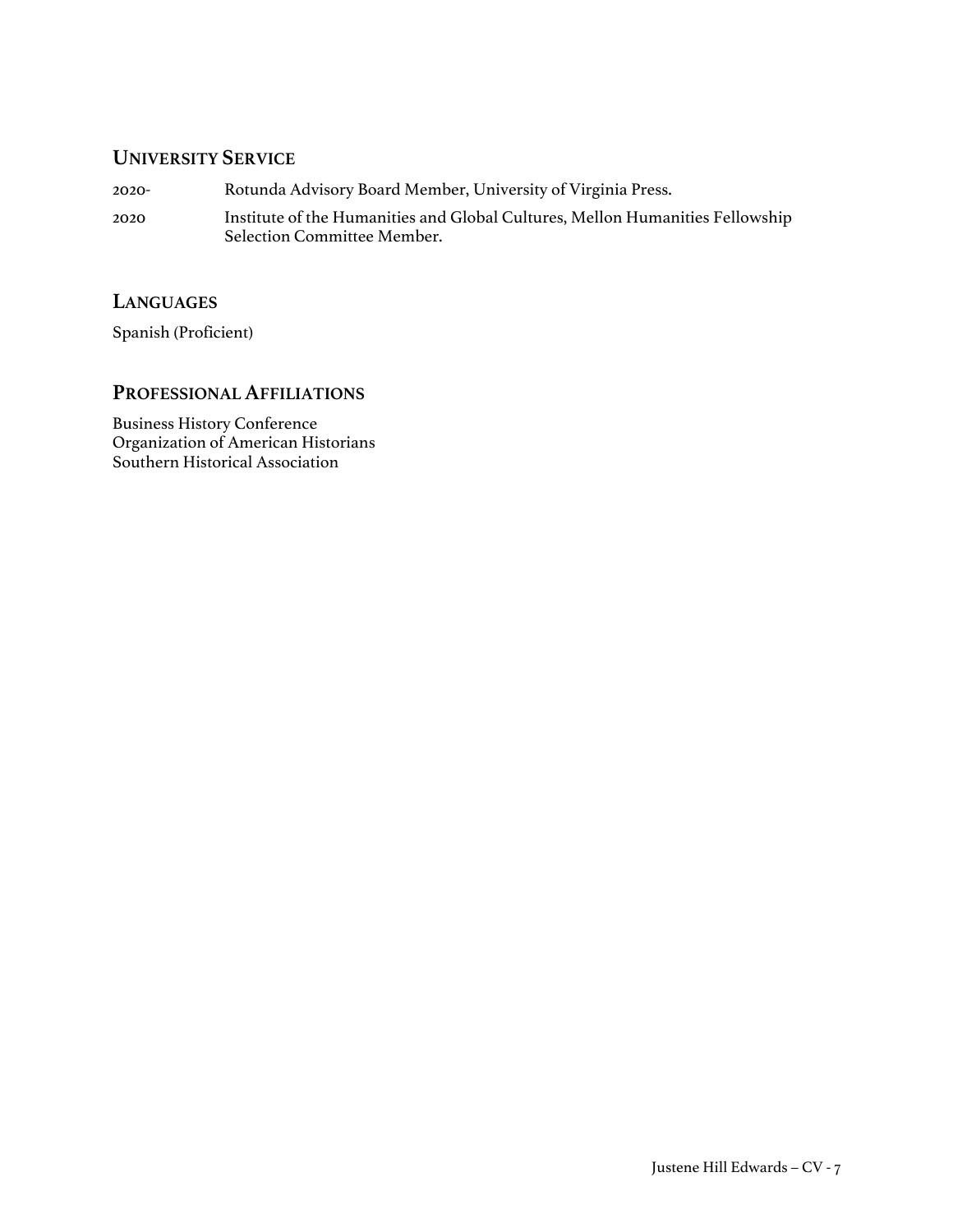## University Service

2020- Rotunda Advisory Board Member, University of Virginia Press.

2020 Institute of the Humanities and Global Cultures, Mellon Humanities Fellowship Selection Committee Member.

## Languages

Spanish (Proficient)

## Professional Affiliations

Business History Conference
Organization of American Historians
Southern Historical Association